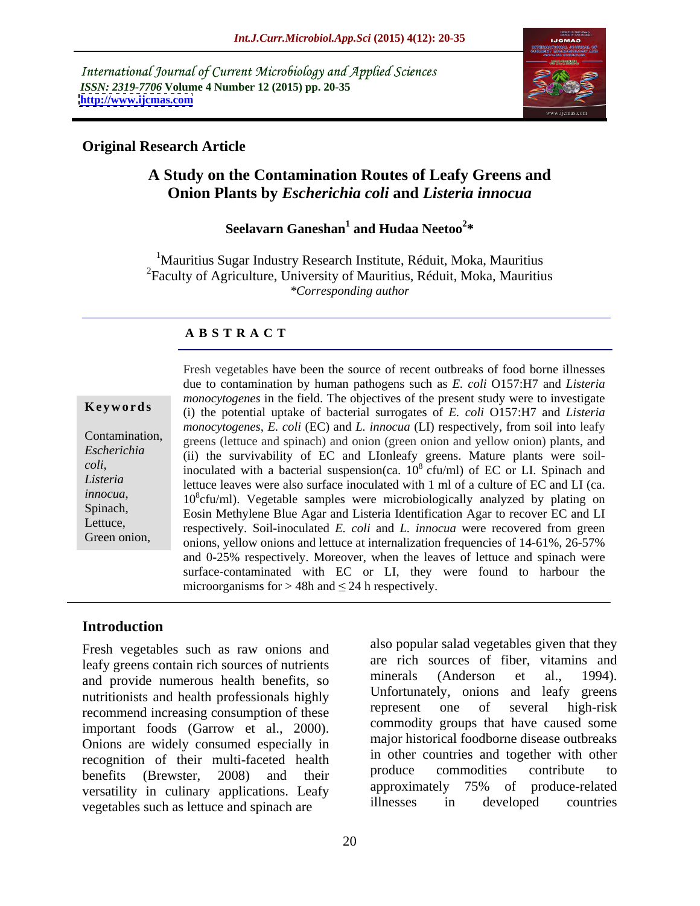International Journal of Current Microbiology and Applied Sciences
*ISSN: 2319-7706* **Volume 4 Number 12 (2015) pp. 20-35**
**http://www.ijcmas.com**

**Original Research Article**

# A Study on the Contamination Routes of Leafy Greens and Onion Plants by *Escherichia coli* and *Listeria innocua*

**Seelavarn Ganeshan[1] and Hudaa Neetoo[2]***

[1]Mauritius Sugar Industry Research Institute, Réduit, Moka, Mauritius
[2]Faculty of Agriculture, University of Mauritius, Réduit, Moka, Mauritius
*Corresponding author

## A B S T R A C T

**Keywords**

Contamination, *Escherichia coli*, *Listeria innocua*, Spinach, Lettuce, Green onion,

Fresh vegetables have been the source of recent outbreaks of food borne illnesses due to contamination by human pathogens such as *E. coli* O157:H7 and *Listeria monocytogenes* in the field. The objectives of the present study were to investigate (i) the potential uptake of bacterial surrogates of *E. coli* O157:H7 and *Listeria monocytogenes*, *E. coli* (EC) and *L. innocua* (LI) respectively, from soil into leafy greens (lettuce and spinach) and onion (green onion and yellow onion) plants, and (ii) the survivability of EC and LIonleafy greens. Mature plants were soil-inoculated with a bacterial suspension(ca. $10^8$ cfu/ml) of EC or LI. Spinach and lettuce leaves were also surface inoculated with 1 ml of a culture of EC and LI (ca. $10^8$cfu/ml). Vegetable samples were microbiologically analyzed by plating on Eosin Methylene Blue Agar and Listeria Identification Agar to recover EC and LI respectively. Soil-inoculated *E. coli* and *L. innocua* were recovered from green onions, yellow onions and lettuce at internalization frequencies of 14-61%, 26-57% and 0-25% respectively. Moreover, when the leaves of lettuce and spinach were surface-contaminated with EC or LI, they were found to harbour the microorganisms for > 48h and ≤ 24 h respectively.

## Introduction

Fresh vegetables such as raw onions and leafy greens contain rich sources of nutrients and provide numerous health benefits, so nutritionists and health professionals highly recommend increasing consumption of these important foods (Garrow et al., 2000). Onions are widely consumed especially in recognition of their multi-faceted health benefits (Brewster, 2008) and their versatility in culinary applications. Leafy vegetables such as lettuce and spinach are also popular salad vegetables given that they are rich sources of fiber, vitamins and minerals (Anderson et al., 1994). Unfortunately, onions and leafy greens represent one of several high-risk commodity groups that have caused some major historical foodborne disease outbreaks in other countries and together with other produce commodities contribute to approximately 75% of produce-related illnesses in developed countries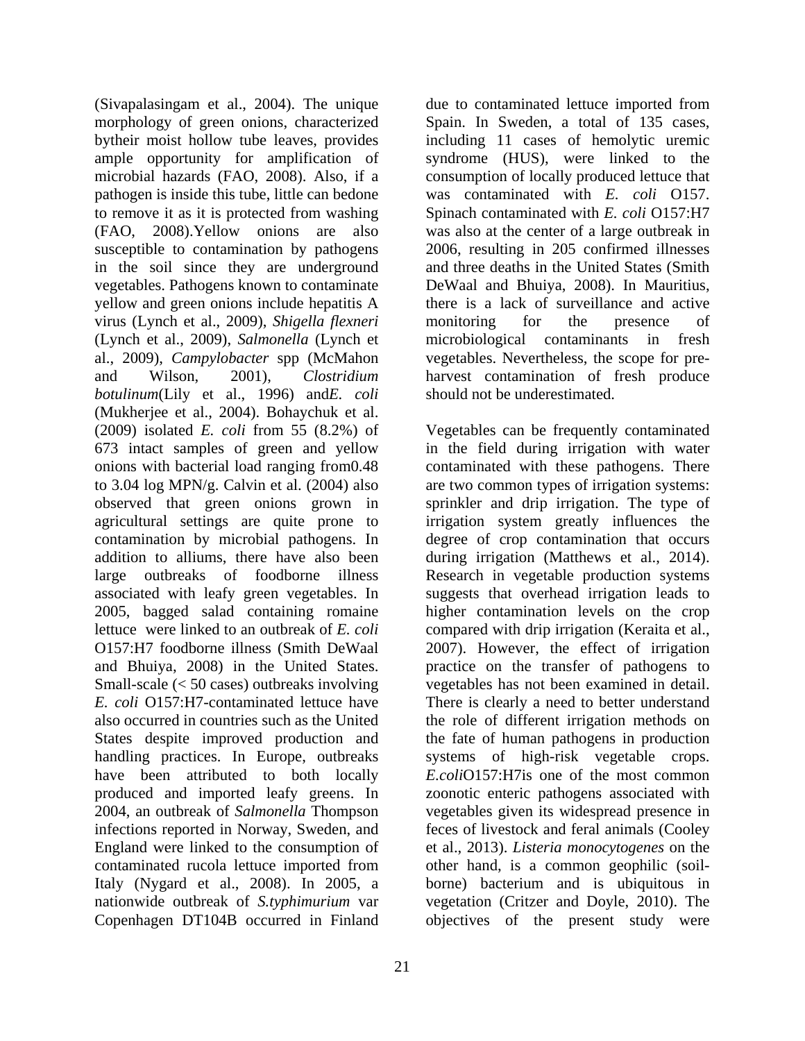(Sivapalasingam et al., 2004). The unique morphology of green onions, characterized bytheir moist hollow tube leaves, provides ample opportunity for amplification of microbial hazards (FAO, 2008). Also, if a pathogen is inside this tube, little can bedone to remove it as it is protected from washing (FAO, 2008).Yellow onions are also susceptible to contamination by pathogens in the soil since they are underground vegetables. Pathogens known to contaminate yellow and green onions include hepatitis A virus (Lynch et al., 2009), *Shigella flexneri* (Lynch et al., 2009), *Salmonella* (Lynch et al., 2009), *Campylobacter* spp (McMahon and Wilson, 2001), *Clostridium botulinum*(Lily et al., 1996) and*E. coli* (Mukherjee et al., 2004). Bohaychuk et al. (2009) isolated *E. coli* from 55 (8.2%) of 673 intact samples of green and yellow onions with bacterial load ranging from0.48 to 3.04 log MPN/g. Calvin et al. (2004) also observed that green onions grown in agricultural settings are quite prone to contamination by microbial pathogens. In addition to alliums, there have also been large outbreaks of foodborne illness associated with leafy green vegetables. In 2005, bagged salad containing romaine lettuce were linked to an outbreak of *E. coli* O157:H7 foodborne illness (Smith DeWaal and Bhuiya, 2008) in the United States. Small-scale (< 50 cases) outbreaks involving *E. coli* O157:H7-contaminated lettuce have also occurred in countries such as the United States despite improved production and handling practices. In Europe, outbreaks have been attributed to both locally produced and imported leafy greens. In 2004, an outbreak of *Salmonella* Thompson infections reported in Norway, Sweden, and England were linked to the consumption of contaminated rucola lettuce imported from Italy (Nygard et al., 2008). In 2005, a nationwide outbreak of *S.typhimurium* var Copenhagen DT104B occurred in Finland due to contaminated lettuce imported from Spain. In Sweden, a total of 135 cases, including 11 cases of hemolytic uremic syndrome (HUS), were linked to the consumption of locally produced lettuce that was contaminated with *E. coli* O157. Spinach contaminated with *E. coli* O157:H7 was also at the center of a large outbreak in 2006, resulting in 205 confirmed illnesses and three deaths in the United States (Smith DeWaal and Bhuiya, 2008). In Mauritius, there is a lack of surveillance and active monitoring for the presence of microbiological contaminants in fresh vegetables. Nevertheless, the scope for pre-harvest contamination of fresh produce should not be underestimated.

Vegetables can be frequently contaminated in the field during irrigation with water contaminated with these pathogens. There are two common types of irrigation systems: sprinkler and drip irrigation. The type of irrigation system greatly influences the degree of crop contamination that occurs during irrigation (Matthews et al., 2014). Research in vegetable production systems suggests that overhead irrigation leads to higher contamination levels on the crop compared with drip irrigation (Keraita et al., 2007). However, the effect of irrigation practice on the transfer of pathogens to vegetables has not been examined in detail. There is clearly a need to better understand the role of different irrigation methods on the fate of human pathogens in production systems of high-risk vegetable crops. *E.coli*O157:H7is one of the most common zoonotic enteric pathogens associated with vegetables given its widespread presence in feces of livestock and feral animals (Cooley et al., 2013). *Listeria monocytogenes* on the other hand, is a common geophilic (soil-borne) bacterium and is ubiquitous in vegetation (Critzer and Doyle, 2010). The objectives of the present study were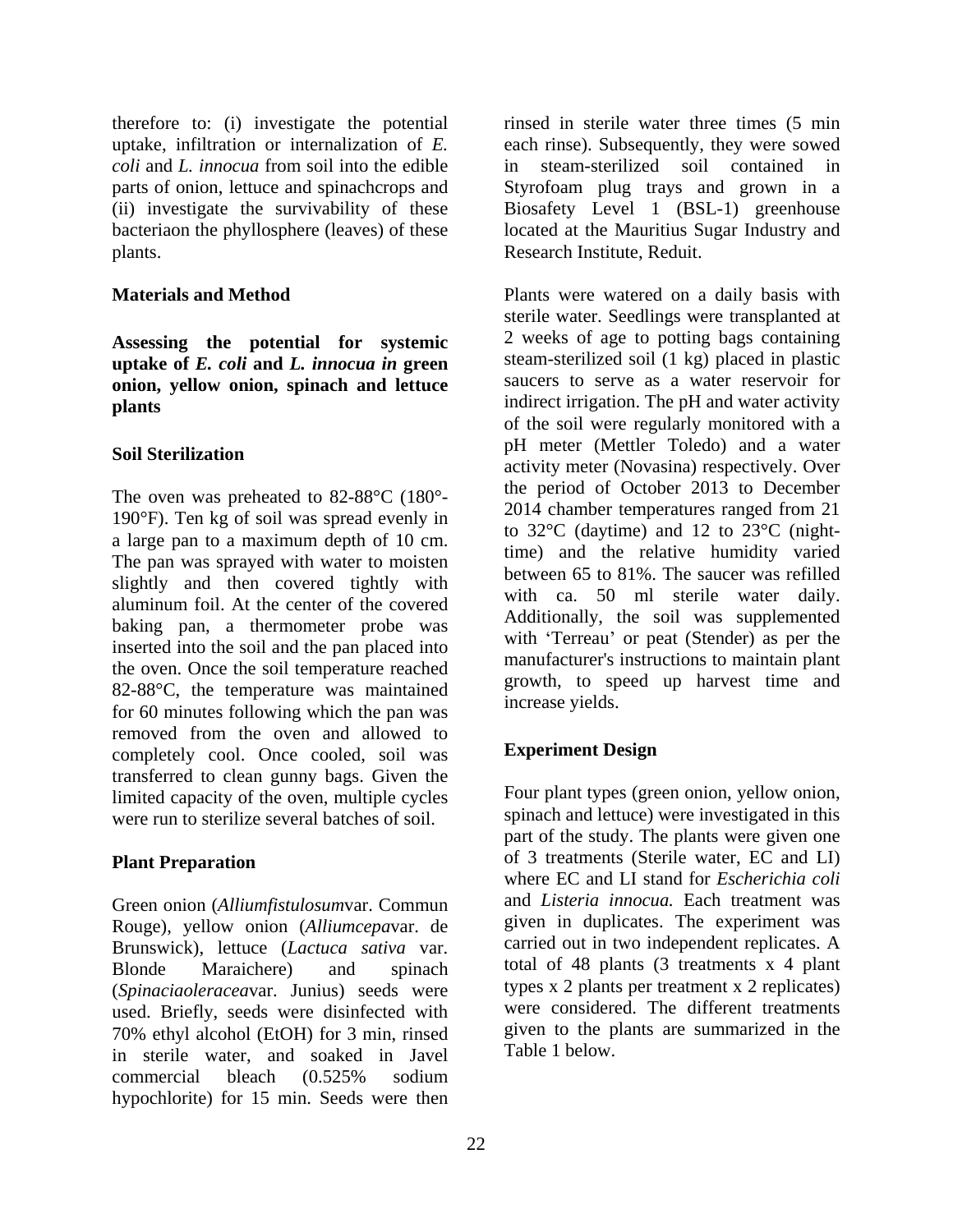therefore to: (i) investigate the potential uptake, infiltration or internalization of *E. coli* and *L. innocua* from soil into the edible parts of onion, lettuce and spinachcrops and (ii) investigate the survivability of these bacteriaon the phyllosphere (leaves) of these plants.

## Materials and Method

### Assessing the potential for systemic uptake of *E. coli* and *L. innocua in* green onion, yellow onion, spinach and lettuce plants

### Soil Sterilization

The oven was preheated to 82-88°C (180°-190°F). Ten kg of soil was spread evenly in a large pan to a maximum depth of 10 cm. The pan was sprayed with water to moisten slightly and then covered tightly with aluminum foil. At the center of the covered baking pan, a thermometer probe was inserted into the soil and the pan placed into the oven. Once the soil temperature reached 82-88°C, the temperature was maintained for 60 minutes following which the pan was removed from the oven and allowed to completely cool. Once cooled, soil was transferred to clean gunny bags. Given the limited capacity of the oven, multiple cycles were run to sterilize several batches of soil.

### Plant Preparation

Green onion (*Alliumfistulosum*var. Commun Rouge), yellow onion (*Alliumcepa*var. de Brunswick), lettuce (*Lactuca sativa* var. Blonde Maraichere) and spinach (*Spinaciaoleracea*var. Junius) seeds were used. Briefly, seeds were disinfected with 70% ethyl alcohol (EtOH) for 3 min, rinsed in sterile water, and soaked in Javel commercial bleach (0.525% sodium hypochlorite) for 15 min. Seeds were then rinsed in sterile water three times (5 min each rinse). Subsequently, they were sowed in steam-sterilized soil contained in Styrofoam plug trays and grown in a Biosafety Level 1 (BSL-1) greenhouse located at the Mauritius Sugar Industry and Research Institute, Reduit.

Plants were watered on a daily basis with sterile water. Seedlings were transplanted at 2 weeks of age to potting bags containing steam-sterilized soil (1 kg) placed in plastic saucers to serve as a water reservoir for indirect irrigation. The pH and water activity of the soil were regularly monitored with a pH meter (Mettler Toledo) and a water activity meter (Novasina) respectively. Over the period of October 2013 to December 2014 chamber temperatures ranged from 21 to 32°C (daytime) and 12 to 23°C (night-time) and the relative humidity varied between 65 to 81%. The saucer was refilled with ca. 50 ml sterile water daily. Additionally, the soil was supplemented with 'Terreau' or peat (Stender) as per the manufacturer's instructions to maintain plant growth, to speed up harvest time and increase yields.

### Experiment Design

Four plant types (green onion, yellow onion, spinach and lettuce) were investigated in this part of the study. The plants were given one of 3 treatments (Sterile water, EC and LI) where EC and LI stand for *Escherichia coli* and *Listeria innocua.* Each treatment was given in duplicates. The experiment was carried out in two independent replicates. A total of 48 plants (3 treatments x 4 plant types x 2 plants per treatment x 2 replicates) were considered. The different treatments given to the plants are summarized in the Table 1 below.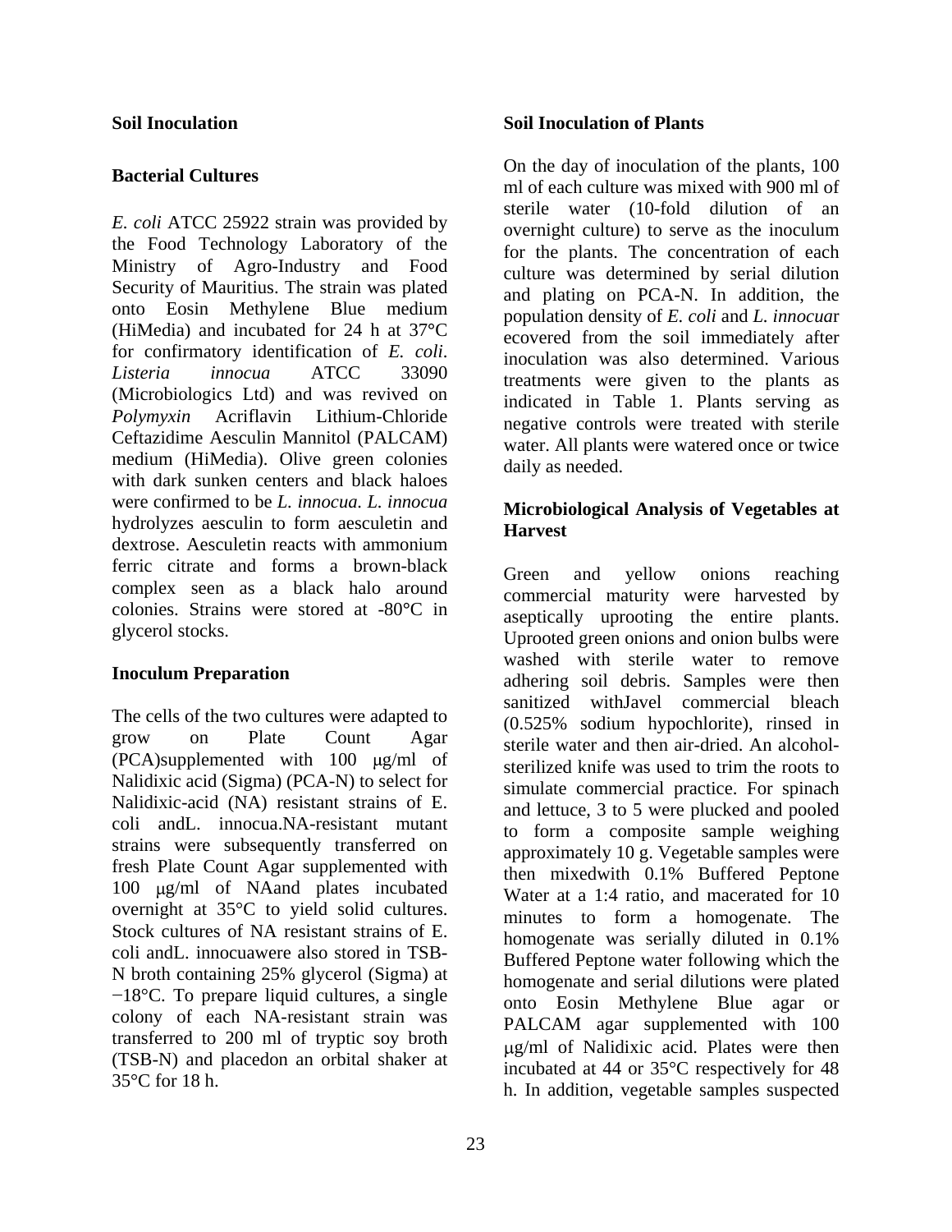## Soil Inoculation

### Bacterial Cultures

*E. coli* ATCC 25922 strain was provided by the Food Technology Laboratory of the Ministry of Agro-Industry and Food Security of Mauritius. The strain was plated onto Eosin Methylene Blue medium (HiMedia) and incubated for 24 h at 37°C for confirmatory identification of *E. coli*. *Listeria innocua* ATCC 33090 (Microbiologics Ltd) and was revived on *Polymyxin* Acriflavin Lithium-Chloride Ceftazidime Aesculin Mannitol (PALCAM) medium (HiMedia). Olive green colonies with dark sunken centers and black haloes were confirmed to be *L. innocua*. *L. innocua* hydrolyzes aesculin to form aesculetin and dextrose. Aesculetin reacts with ammonium ferric citrate and forms a brown-black complex seen as a black halo around colonies. Strains were stored at -80°C in glycerol stocks.

### Inoculum Preparation

The cells of the two cultures were adapted to grow on Plate Count Agar (PCA)supplemented with 100 μg/ml of Nalidixic acid (Sigma) (PCA-N) to select for Nalidixic-acid (NA) resistant strains of E. coli andL. innocua.NA-resistant mutant strains were subsequently transferred on fresh Plate Count Agar supplemented with 100 μg/ml of NAand plates incubated overnight at 35°C to yield solid cultures. Stock cultures of NA resistant strains of E. coli andL. innocuawere also stored in TSB-N broth containing 25% glycerol (Sigma) at −18°C. To prepare liquid cultures, a single colony of each NA-resistant strain was transferred to 200 ml of tryptic soy broth (TSB-N) and placedon an orbital shaker at 35°C for 18 h.

### Soil Inoculation of Plants

On the day of inoculation of the plants, 100 ml of each culture was mixed with 900 ml of sterile water (10-fold dilution of an overnight culture) to serve as the inoculum for the plants. The concentration of each culture was determined by serial dilution and plating on PCA-N. In addition, the population density of *E. coli* and *L. innocua*r ecovered from the soil immediately after inoculation was also determined. Various treatments were given to the plants as indicated in Table 1. Plants serving as negative controls were treated with sterile water. All plants were watered once or twice daily as needed.

### Microbiological Analysis of Vegetables at Harvest

Green and yellow onions reaching commercial maturity were harvested by aseptically uprooting the entire plants. Uprooted green onions and onion bulbs were washed with sterile water to remove adhering soil debris. Samples were then sanitized withJavel commercial bleach (0.525% sodium hypochlorite), rinsed in sterile water and then air-dried. An alcohol-sterilized knife was used to trim the roots to simulate commercial practice. For spinach and lettuce, 3 to 5 were plucked and pooled to form a composite sample weighing approximately 10 g. Vegetable samples were then mixedwith 0.1% Buffered Peptone Water at a 1:4 ratio, and macerated for 10 minutes to form a homogenate. The homogenate was serially diluted in 0.1% Buffered Peptone water following which the homogenate and serial dilutions were plated onto Eosin Methylene Blue agar or PALCAM agar supplemented with 100 μg/ml of Nalidixic acid. Plates were then incubated at 44 or 35°C respectively for 48 h. In addition, vegetable samples suspected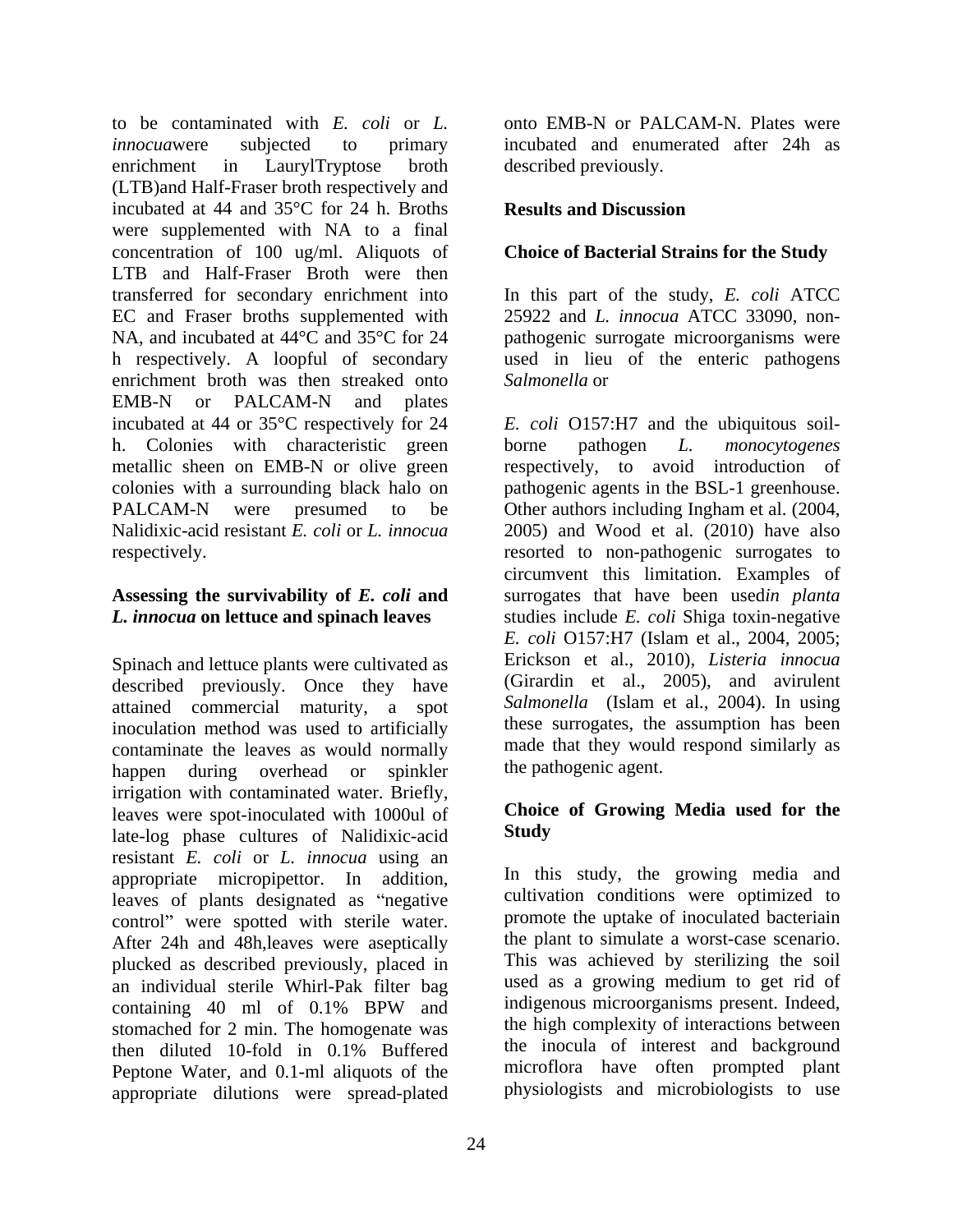to be contaminated with *E. coli* or *L. innocua*were subjected to primary enrichment in LaurylTryptose broth (LTB)and Half-Fraser broth respectively and incubated at 44 and 35°C for 24 h. Broths were supplemented with NA to a final concentration of 100 ug/ml. Aliquots of LTB and Half-Fraser Broth were then transferred for secondary enrichment into EC and Fraser broths supplemented with NA, and incubated at 44°C and 35°C for 24 h respectively. A loopful of secondary enrichment broth was then streaked onto EMB-N or PALCAM-N and plates incubated at 44 or 35°C respectively for 24 h. Colonies with characteristic green metallic sheen on EMB-N or olive green colonies with a surrounding black halo on PALCAM-N were presumed to be Nalidixic-acid resistant *E. coli* or *L. innocua* respectively.

### Assessing the survivability of *E. coli* and *L. innocua* on lettuce and spinach leaves

Spinach and lettuce plants were cultivated as described previously. Once they have attained commercial maturity, a spot inoculation method was used to artificially contaminate the leaves as would normally happen during overhead or spinkler irrigation with contaminated water. Briefly, leaves were spot-inoculated with 1000ul of late-log phase cultures of Nalidixic-acid resistant *E. coli* or *L. innocua* using an appropriate micropipettor. In addition, leaves of plants designated as "negative control" were spotted with sterile water. After 24h and 48h,leaves were aseptically plucked as described previously, placed in an individual sterile Whirl-Pak filter bag containing 40 ml of 0.1% BPW and stomached for 2 min. The homogenate was then diluted 10-fold in 0.1% Buffered Peptone Water, and 0.1-ml aliquots of the appropriate dilutions were spread-plated onto EMB-N or PALCAM-N. Plates were incubated and enumerated after 24h as described previously.

## Results and Discussion

### Choice of Bacterial Strains for the Study

In this part of the study, *E. coli* ATCC 25922 and *L. innocua* ATCC 33090, non-pathogenic surrogate microorganisms were used in lieu of the enteric pathogens *Salmonella* or

*E. coli* O157:H7 and the ubiquitous soil-borne pathogen *L. monocytogenes* respectively, to avoid introduction of pathogenic agents in the BSL-1 greenhouse. Other authors including Ingham et al. (2004, 2005) and Wood et al. (2010) have also resorted to non-pathogenic surrogates to circumvent this limitation. Examples of surrogates that have been used*in planta* studies include *E. coli* Shiga toxin-negative *E. coli* O157:H7 (Islam et al., 2004, 2005; Erickson et al., 2010), *Listeria innocua* (Girardin et al., 2005), and avirulent *Salmonella* (Islam et al., 2004). In using these surrogates, the assumption has been made that they would respond similarly as the pathogenic agent.

### Choice of Growing Media used for the Study

In this study, the growing media and cultivation conditions were optimized to promote the uptake of inoculated bacteriain the plant to simulate a worst-case scenario. This was achieved by sterilizing the soil used as a growing medium to get rid of indigenous microorganisms present. Indeed, the high complexity of interactions between the inocula of interest and background microflora have often prompted plant physiologists and microbiologists to use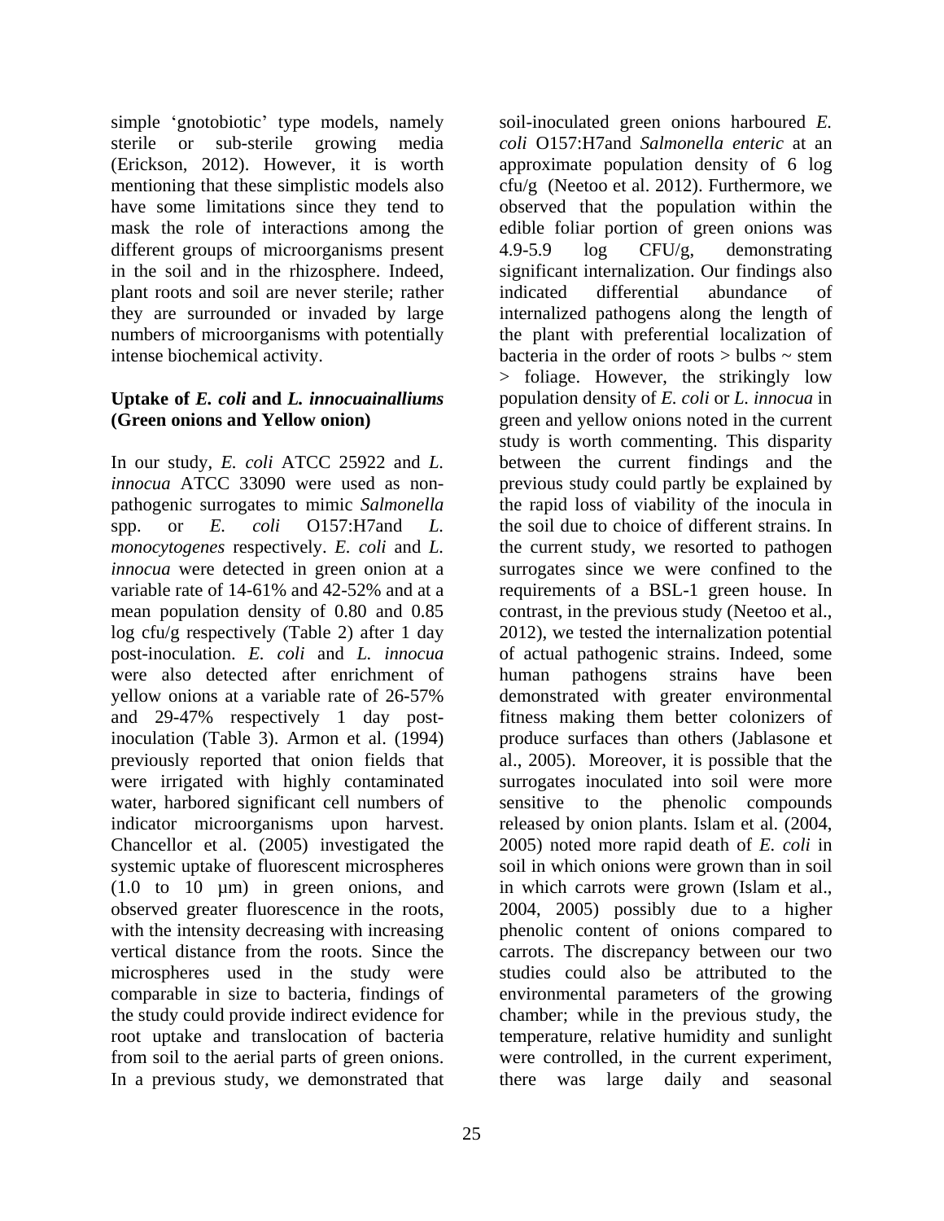simple 'gnotobiotic' type models, namely sterile or sub-sterile growing media (Erickson, 2012). However, it is worth mentioning that these simplistic models also have some limitations since they tend to mask the role of interactions among the different groups of microorganisms present in the soil and in the rhizosphere. Indeed, plant roots and soil are never sterile; rather they are surrounded or invaded by large numbers of microorganisms with potentially intense biochemical activity.

**Uptake of *E. coli* and *L. innocuainalliums* (Green onions and Yellow onion)**

In our study, *E. coli* ATCC 25922 and *L. innocua* ATCC 33090 were used as non-pathogenic surrogates to mimic *Salmonella* spp. or *E. coli* O157:H7and *L. monocytogenes* respectively. *E. coli* and *L. innocua* were detected in green onion at a variable rate of 14-61% and 42-52% and at a mean population density of 0.80 and 0.85 log cfu/g respectively (Table 2) after 1 day post-inoculation. *E. coli* and *L. innocua* were also detected after enrichment of yellow onions at a variable rate of 26-57% and 29-47% respectively 1 day post-inoculation (Table 3). Armon et al. (1994) previously reported that onion fields that were irrigated with highly contaminated water, harbored significant cell numbers of indicator microorganisms upon harvest. Chancellor et al. (2005) investigated the systemic uptake of fluorescent microspheres (1.0 to 10 µm) in green onions, and observed greater fluorescence in the roots, with the intensity decreasing with increasing vertical distance from the roots. Since the microspheres used in the study were comparable in size to bacteria, findings of the study could provide indirect evidence for root uptake and translocation of bacteria from soil to the aerial parts of green onions. In a previous study, we demonstrated that soil-inoculated green onions harboured *E. coli* O157:H7and *Salmonella enteric* at an approximate population density of 6 log cfu/g (Neetoo et al. 2012). Furthermore, we observed that the population within the edible foliar portion of green onions was 4.9-5.9 log CFU/g, demonstrating significant internalization. Our findings also indicated differential abundance of internalized pathogens along the length of the plant with preferential localization of bacteria in the order of roots > bulbs ~ stem > foliage. However, the strikingly low population density of *E. coli* or *L. innocua* in green and yellow onions noted in the current study is worth commenting. This disparity between the current findings and the previous study could partly be explained by the rapid loss of viability of the inocula in the soil due to choice of different strains. In the current study, we resorted to pathogen surrogates since we were confined to the requirements of a BSL-1 green house. In contrast, in the previous study (Neetoo et al., 2012), we tested the internalization potential of actual pathogenic strains. Indeed, some human pathogens strains have been demonstrated with greater environmental fitness making them better colonizers of produce surfaces than others (Jablasone et al., 2005). Moreover, it is possible that the surrogates inoculated into soil were more sensitive to the phenolic compounds released by onion plants. Islam et al. (2004, 2005) noted more rapid death of *E. coli* in soil in which onions were grown than in soil in which carrots were grown (Islam et al., 2004, 2005) possibly due to a higher phenolic content of onions compared to carrots. The discrepancy between our two studies could also be attributed to the environmental parameters of the growing chamber; while in the previous study, the temperature, relative humidity and sunlight were controlled, in the current experiment, there was large daily and seasonal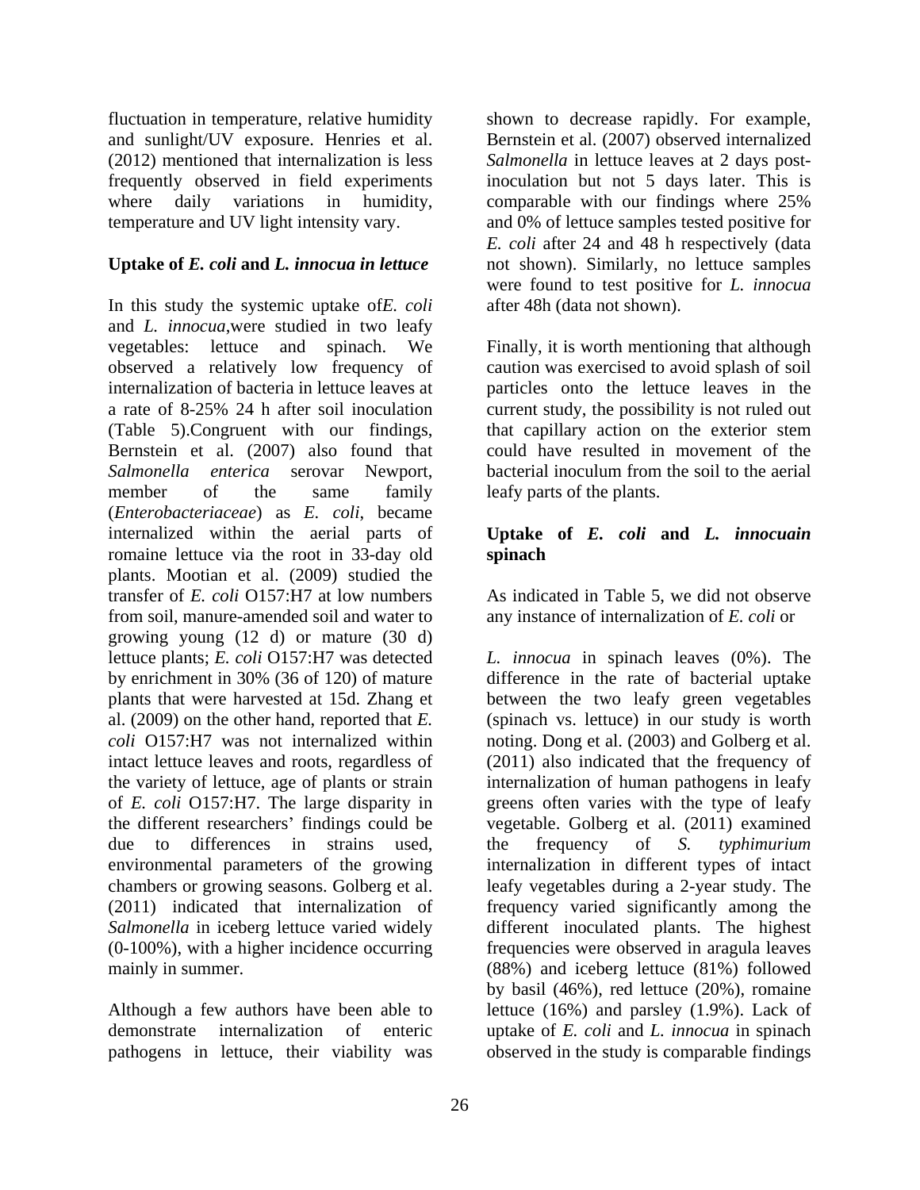fluctuation in temperature, relative humidity and sunlight/UV exposure. Henries et al. (2012) mentioned that internalization is less frequently observed in field experiments where daily variations in humidity, temperature and UV light intensity vary.

## Uptake of *E. coli* and *L. innocua* in lettuce

In this study the systemic uptake of*E. coli* and *L. innocua*,were studied in two leafy vegetables: lettuce and spinach. We observed a relatively low frequency of internalization of bacteria in lettuce leaves at a rate of 8-25% 24 h after soil inoculation (Table 5).Congruent with our findings, Bernstein et al. (2007) also found that *Salmonella enterica* serovar Newport, member of the same family (*Enterobacteriaceae*) as *E. coli*, became internalized within the aerial parts of romaine lettuce via the root in 33-day old plants. Mootian et al. (2009) studied the transfer of *E. coli* O157:H7 at low numbers from soil, manure-amended soil and water to growing young (12 d) or mature (30 d) lettuce plants; *E. coli* O157:H7 was detected by enrichment in 30% (36 of 120) of mature plants that were harvested at 15d. Zhang et al. (2009) on the other hand, reported that *E. coli* O157:H7 was not internalized within intact lettuce leaves and roots, regardless of the variety of lettuce, age of plants or strain of *E. coli* O157:H7. The large disparity in the different researchers' findings could be due to differences in strains used, environmental parameters of the growing chambers or growing seasons. Golberg et al. (2011) indicated that internalization of *Salmonella* in iceberg lettuce varied widely (0-100%), with a higher incidence occurring mainly in summer.

Although a few authors have been able to demonstrate internalization of enteric pathogens in lettuce, their viability was shown to decrease rapidly. For example, Bernstein et al. (2007) observed internalized *Salmonella* in lettuce leaves at 2 days post-inoculation but not 5 days later. This is comparable with our findings where 25% and 0% of lettuce samples tested positive for *E. coli* after 24 and 48 h respectively (data not shown). Similarly, no lettuce samples were found to test positive for *L. innocua* after 48h (data not shown).

Finally, it is worth mentioning that although caution was exercised to avoid splash of soil particles onto the lettuce leaves in the current study, the possibility is not ruled out that capillary action on the exterior stem could have resulted in movement of the bacterial inoculum from the soil to the aerial leafy parts of the plants.

## Uptake of *E. coli* and *L. innocua*in spinach

As indicated in Table 5, we did not observe any instance of internalization of *E. coli* or *L. innocua* in spinach leaves (0%). The difference in the rate of bacterial uptake between the two leafy green vegetables (spinach vs. lettuce) in our study is worth noting. Dong et al. (2003) and Golberg et al. (2011) also indicated that the frequency of internalization of human pathogens in leafy greens often varies with the type of leafy vegetable. Golberg et al. (2011) examined the frequency of *S. typhimurium* internalization in different types of intact leafy vegetables during a 2-year study. The frequency varied significantly among the different inoculated plants. The highest frequencies were observed in aragula leaves (88%) and iceberg lettuce (81%) followed by basil (46%), red lettuce (20%), romaine lettuce (16%) and parsley (1.9%). Lack of uptake of *E. coli* and *L. innocua* in spinach observed in the study is comparable findings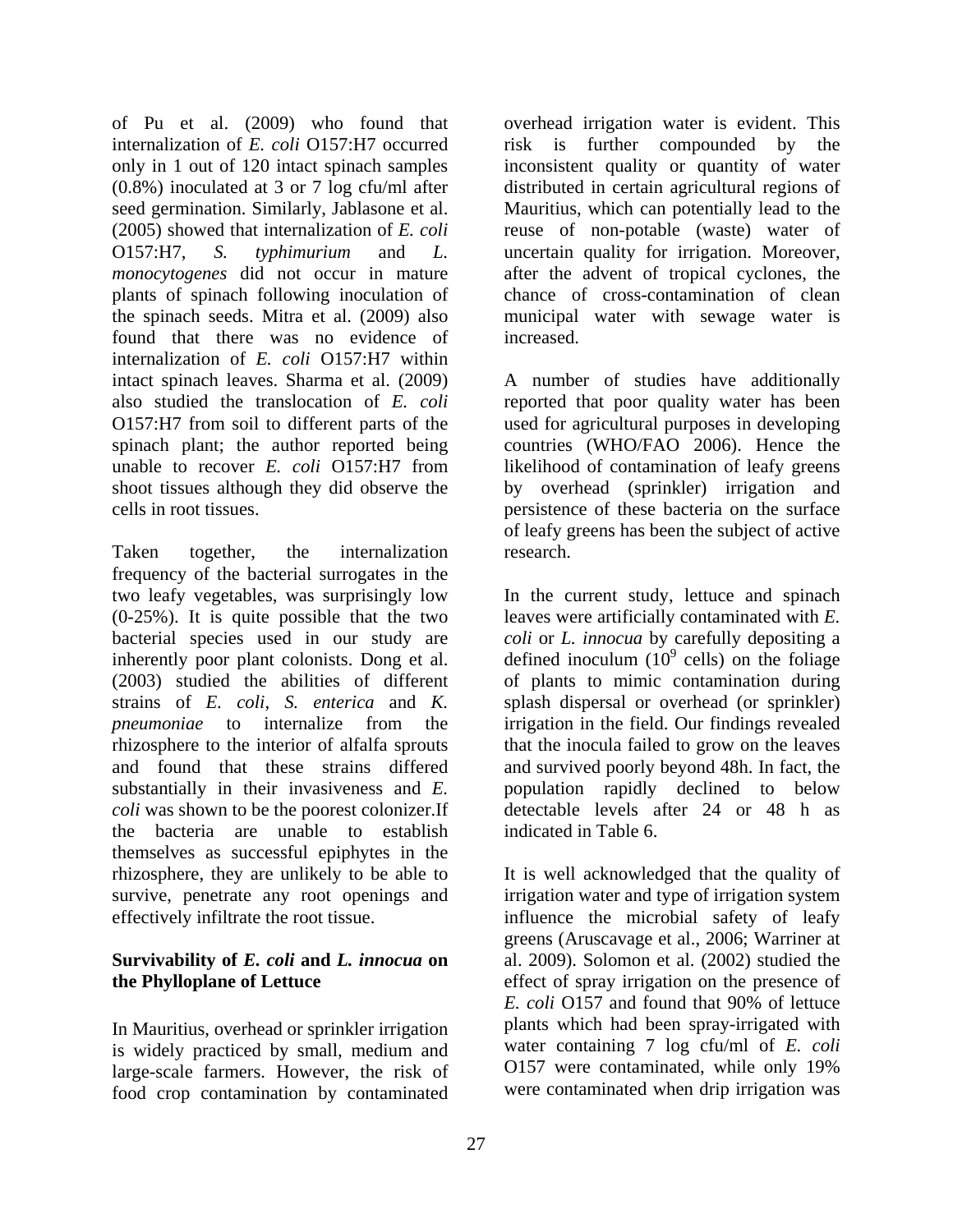of Pu et al. (2009) who found that internalization of *E. coli* O157:H7 occurred only in 1 out of 120 intact spinach samples (0.8%) inoculated at 3 or 7 log cfu/ml after seed germination. Similarly, Jablasone et al. (2005) showed that internalization of *E. coli* O157:H7, *S. typhimurium* and *L. monocytogenes* did not occur in mature plants of spinach following inoculation of the spinach seeds. Mitra et al. (2009) also found that there was no evidence of internalization of *E. coli* O157:H7 within intact spinach leaves. Sharma et al. (2009) also studied the translocation of *E. coli* O157:H7 from soil to different parts of the spinach plant; the author reported being unable to recover *E. coli* O157:H7 from shoot tissues although they did observe the cells in root tissues.

Taken together, the internalization frequency of the bacterial surrogates in the two leafy vegetables, was surprisingly low (0-25%). It is quite possible that the two bacterial species used in our study are inherently poor plant colonists. Dong et al. (2003) studied the abilities of different strains of *E. coli*, *S. enterica* and *K. pneumoniae* to internalize from the rhizosphere to the interior of alfalfa sprouts and found that these strains differed substantially in their invasiveness and *E. coli* was shown to be the poorest colonizer.If the bacteria are unable to establish themselves as successful epiphytes in the rhizosphere, they are unlikely to be able to survive, penetrate any root openings and effectively infiltrate the root tissue.

## Survivability of *E. coli* and *L. innocua* on the Phylloplane of Lettuce

In Mauritius, overhead or sprinkler irrigation is widely practiced by small, medium and large-scale farmers. However, the risk of food crop contamination by contaminated overhead irrigation water is evident. This risk is further compounded by the inconsistent quality or quantity of water distributed in certain agricultural regions of Mauritius, which can potentially lead to the reuse of non-potable (waste) water of uncertain quality for irrigation. Moreover, after the advent of tropical cyclones, the chance of cross-contamination of clean municipal water with sewage water is increased.

A number of studies have additionally reported that poor quality water has been used for agricultural purposes in developing countries (WHO/FAO 2006). Hence the likelihood of contamination of leafy greens by overhead (sprinkler) irrigation and persistence of these bacteria on the surface of leafy greens has been the subject of active research.

In the current study, lettuce and spinach leaves were artificially contaminated with *E. coli* or *L. innocua* by carefully depositing a defined inoculum ($10^9$ cells) on the foliage of plants to mimic contamination during splash dispersal or overhead (or sprinkler) irrigation in the field. Our findings revealed that the inocula failed to grow on the leaves and survived poorly beyond 48h. In fact, the population rapidly declined to below detectable levels after 24 or 48 h as indicated in Table 6.

It is well acknowledged that the quality of irrigation water and type of irrigation system influence the microbial safety of leafy greens (Aruscavage et al., 2006; Warriner at al. 2009). Solomon et al. (2002) studied the effect of spray irrigation on the presence of *E. coli* O157 and found that 90% of lettuce plants which had been spray-irrigated with water containing 7 log cfu/ml of *E. coli* O157 were contaminated, while only 19% were contaminated when drip irrigation was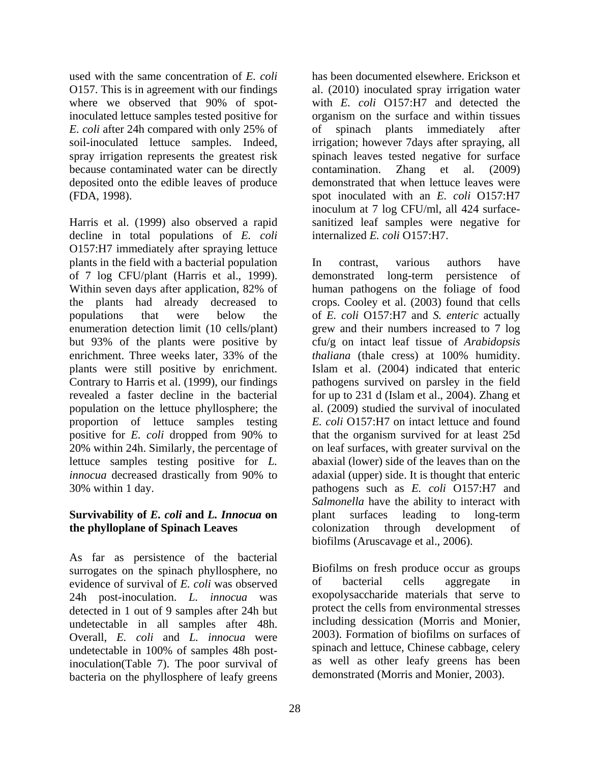used with the same concentration of *E. coli* O157. This is in agreement with our findings where we observed that 90% of spot-inoculated lettuce samples tested positive for *E. coli* after 24h compared with only 25% of soil-inoculated lettuce samples. Indeed, spray irrigation represents the greatest risk because contaminated water can be directly deposited onto the edible leaves of produce (FDA, 1998).

Harris et al. (1999) also observed a rapid decline in total populations of *E. coli* O157:H7 immediately after spraying lettuce plants in the field with a bacterial population of 7 log CFU/plant (Harris et al., 1999). Within seven days after application, 82% of the plants had already decreased to populations that were below the enumeration detection limit (10 cells/plant) but 93% of the plants were positive by enrichment. Three weeks later, 33% of the plants were still positive by enrichment. Contrary to Harris et al. (1999), our findings revealed a faster decline in the bacterial population on the lettuce phyllosphere; the proportion of lettuce samples testing positive for *E. coli* dropped from 90% to 20% within 24h. Similarly, the percentage of lettuce samples testing positive for *L. innocua* decreased drastically from 90% to 30% within 1 day.

## Survivability of *E. coli* and *L. Innocua* on the phylloplane of Spinach Leaves

As far as persistence of the bacterial surrogates on the spinach phyllosphere, no evidence of survival of *E. coli* was observed 24h post-inoculation. *L. innocua* was detected in 1 out of 9 samples after 24h but undetectable in all samples after 48h. Overall, *E. coli* and *L. innocua* were undetectable in 100% of samples 48h post-inoculation(Table 7). The poor survival of bacteria on the phyllosphere of leafy greens has been documented elsewhere. Erickson et al. (2010) inoculated spray irrigation water with *E. coli* O157:H7 and detected the organism on the surface and within tissues of spinach plants immediately after irrigation; however 7days after spraying, all spinach leaves tested negative for surface contamination. Zhang et al. (2009) demonstrated that when lettuce leaves were spot inoculated with an *E. coli* O157:H7 inoculum at 7 log CFU/ml, all 424 surface-sanitized leaf samples were negative for internalized *E. coli* O157:H7.

In contrast, various authors have demonstrated long-term persistence of human pathogens on the foliage of food crops. Cooley et al. (2003) found that cells of *E. coli* O157:H7 and *S. enteric* actually grew and their numbers increased to 7 log cfu/g on intact leaf tissue of *Arabidopsis thaliana* (thale cress) at 100% humidity. Islam et al. (2004) indicated that enteric pathogens survived on parsley in the field for up to 231 d (Islam et al., 2004). Zhang et al. (2009) studied the survival of inoculated *E. coli* O157:H7 on intact lettuce and found that the organism survived for at least 25d on leaf surfaces, with greater survival on the abaxial (lower) side of the leaves than on the adaxial (upper) side. It is thought that enteric pathogens such as *E. coli* O157:H7 and *Salmonella* have the ability to interact with plant surfaces leading to long-term colonization through development of biofilms (Aruscavage et al., 2006).

Biofilms on fresh produce occur as groups of bacterial cells aggregate in exopolysaccharide materials that serve to protect the cells from environmental stresses including dessication (Morris and Monier, 2003). Formation of biofilms on surfaces of spinach and lettuce, Chinese cabbage, celery as well as other leafy greens has been demonstrated (Morris and Monier, 2003).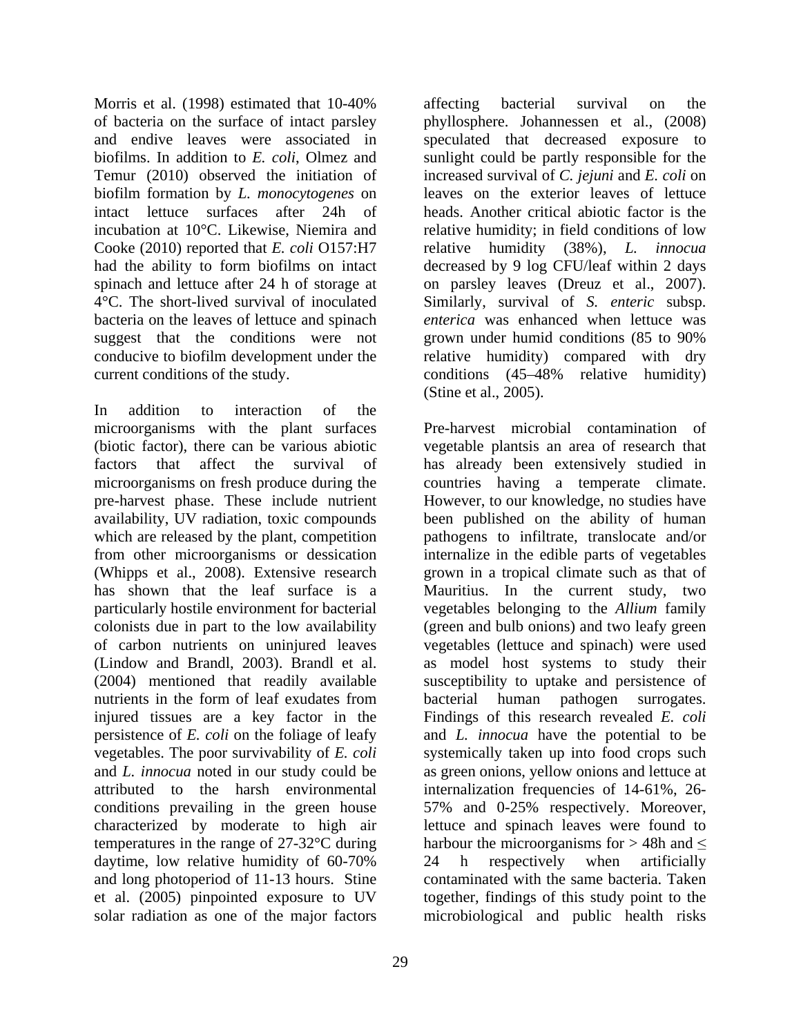Morris et al. (1998) estimated that 10-40% of bacteria on the surface of intact parsley and endive leaves were associated in biofilms. In addition to *E. coli*, Olmez and Temur (2010) observed the initiation of biofilm formation by *L. monocytogenes* on intact lettuce surfaces after 24h of incubation at 10°C. Likewise, Niemira and Cooke (2010) reported that *E. coli* O157:H7 had the ability to form biofilms on intact spinach and lettuce after 24 h of storage at 4°C. The short-lived survival of inoculated bacteria on the leaves of lettuce and spinach suggest that the conditions were not conducive to biofilm development under the current conditions of the study.

In addition to interaction of the microorganisms with the plant surfaces (biotic factor), there can be various abiotic factors that affect the survival of microorganisms on fresh produce during the pre-harvest phase. These include nutrient availability, UV radiation, toxic compounds which are released by the plant, competition from other microorganisms or dessication (Whipps et al., 2008). Extensive research has shown that the leaf surface is a particularly hostile environment for bacterial colonists due in part to the low availability of carbon nutrients on uninjured leaves (Lindow and Brandl, 2003). Brandl et al. (2004) mentioned that readily available nutrients in the form of leaf exudates from injured tissues are a key factor in the persistence of *E. coli* on the foliage of leafy vegetables. The poor survivability of *E. coli* and *L. innocua* noted in our study could be attributed to the harsh environmental conditions prevailing in the green house characterized by moderate to high air temperatures in the range of 27-32°C during daytime, low relative humidity of 60-70% and long photoperiod of 11-13 hours. Stine et al. (2005) pinpointed exposure to UV solar radiation as one of the major factors affecting bacterial survival on the phyllosphere. Johannessen et al., (2008) speculated that decreased exposure to sunlight could be partly responsible for the increased survival of *C. jejuni* and *E. coli* on leaves on the exterior leaves of lettuce heads. Another critical abiotic factor is the relative humidity; in field conditions of low relative humidity (38%), *L. innocua* decreased by 9 log CFU/leaf within 2 days on parsley leaves (Dreuz et al., 2007). Similarly, survival of *S. enteric* subsp. *enterica* was enhanced when lettuce was grown under humid conditions (85 to 90% relative humidity) compared with dry conditions (45–48% relative humidity) (Stine et al., 2005).

Pre-harvest microbial contamination of vegetable plantsis an area of research that has already been extensively studied in countries having a temperate climate. However, to our knowledge, no studies have been published on the ability of human pathogens to infiltrate, translocate and/or internalize in the edible parts of vegetables grown in a tropical climate such as that of Mauritius. In the current study, two vegetables belonging to the *Allium* family (green and bulb onions) and two leafy green vegetables (lettuce and spinach) were used as model host systems to study their susceptibility to uptake and persistence of bacterial human pathogen surrogates. Findings of this research revealed *E. coli* and *L. innocua* have the potential to be systemically taken up into food crops such as green onions, yellow onions and lettuce at internalization frequencies of 14-61%, 26-57% and 0-25% respectively. Moreover, lettuce and spinach leaves were found to harbour the microorganisms for > 48h and ≤ 24 h respectively when artificially contaminated with the same bacteria. Taken together, findings of this study point to the microbiological and public health risks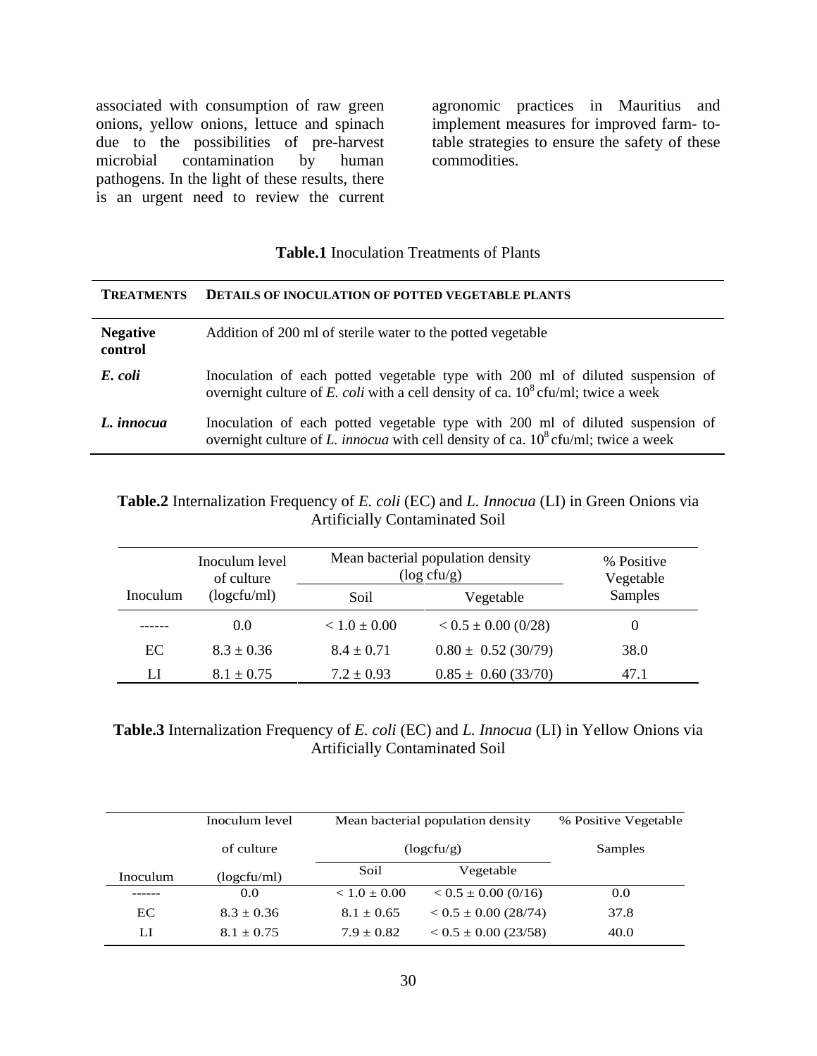associated with consumption of raw green onions, yellow onions, lettuce and spinach due to the possibilities of pre-harvest microbial contamination by human pathogens. In the light of these results, there is an urgent need to review the current agronomic practices in Mauritius and implement measures for improved farm- to-table strategies to ensure the safety of these commodities.

**Table.1** Inoculation Treatments of Plants

| TREATMENTS | DETAILS OF INOCULATION OF POTTED VEGETABLE PLANTS |
|---|---|
| **Negative control** | Addition of 200 ml of sterile water to the potted vegetable |
| ***E. coli*** | Inoculation of each potted vegetable type with 200 ml of diluted suspension of overnight culture of *E. coli* with a cell density of ca. $10^8$ cfu/ml; twice a week |
| ***L. innocua*** | Inoculation of each potted vegetable type with 200 ml of diluted suspension of overnight culture of *L. innocua* with cell density of ca. $10^8$ cfu/ml; twice a week |

**Table.2** Internalization Frequency of *E. coli* (EC) and *L. Innocua* (LI) in Green Onions via Artificially Contaminated Soil

| Inoculum | Inoculum level of culture (logcfu/ml) | Mean bacterial population density (log cfu/g) | | % Positive Vegetable Samples |
|---|---|---|---|---|
| | | Soil | Vegetable | |
| ------ | 0.0 | < 1.0 ± 0.00 | < 0.5 ± 0.00 (0/28) | 0 |
| EC | 8.3 ± 0.36 | 8.4 ± 0.71 | 0.80 ± 0.52 (30/79) | 38.0 |
| LI | 8.1 ± 0.75 | 7.2 ± 0.93 | 0.85 ± 0.60 (33/70) | 47.1 |

**Table.3** Internalization Frequency of *E. coli* (EC) and *L. Innocua* (LI) in Yellow Onions via Artificially Contaminated Soil

| Inoculum | Inoculum level of culture (logcfu/ml) | Mean bacterial population density (logcfu/g) | | % Positive Vegetable Samples |
|---|---|---|---|---|
| | | Soil | Vegetable | |
| ------ | 0.0 | < 1.0 ± 0.00 | < 0.5 ± 0.00 (0/16) | 0.0 |
| EC | 8.3 ± 0.36 | 8.1 ± 0.65 | < 0.5 ± 0.00 (28/74) | 37.8 |
| LI | 8.1 ± 0.75 | 7.9 ± 0.82 | < 0.5 ± 0.00 (23/58) | 40.0 |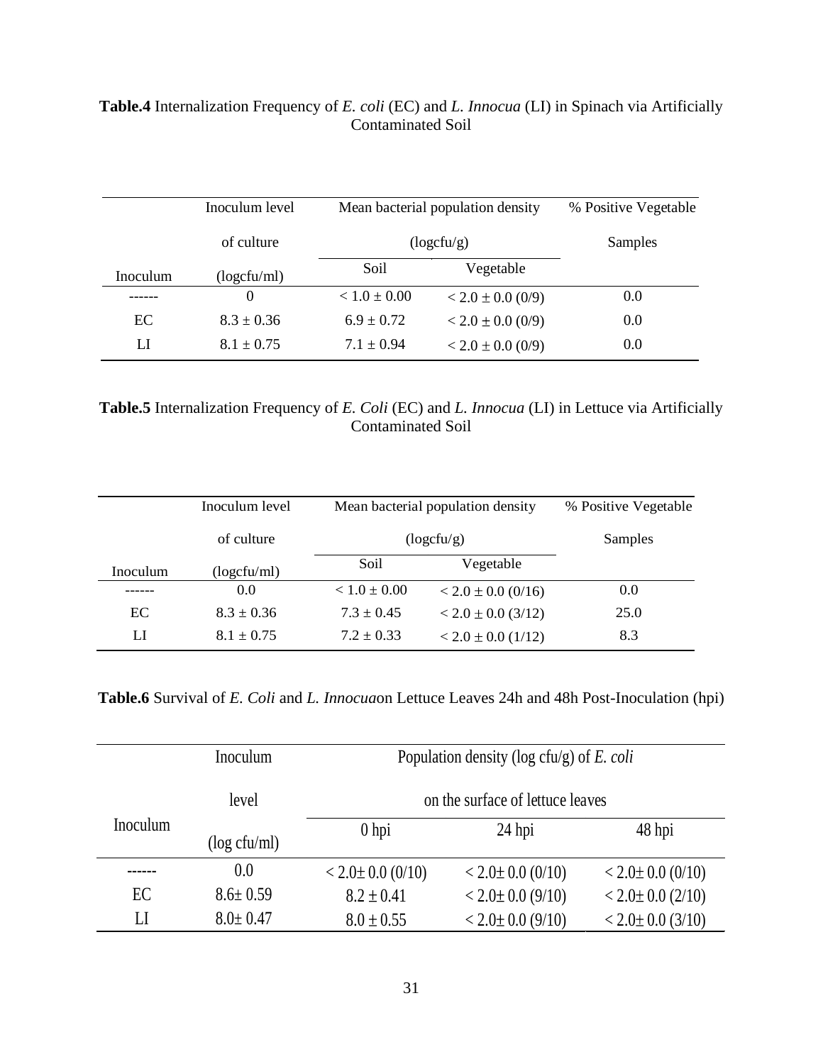**Table.4** Internalization Frequency of *E. coli* (EC) and *L. Innocua* (LI) in Spinach via Artificially Contaminated Soil

| Inoculum | Inoculum level of culture (logcfu/ml) | Mean bacterial population density (logcfu/g) | | % Positive Vegetable Samples |
|---|---|---|---|---|
| | | Soil | Vegetable | |
| ------ | 0 | < 1.0 ± 0.00 | < 2.0 ± 0.0 (0/9) | 0.0 |
| EC | 8.3 ± 0.36 | 6.9 ± 0.72 | < 2.0 ± 0.0 (0/9) | 0.0 |
| LI | 8.1 ± 0.75 | 7.1 ± 0.94 | < 2.0 ± 0.0 (0/9) | 0.0 |

**Table.5** Internalization Frequency of *E. Coli* (EC) and *L. Innocua* (LI) in Lettuce via Artificially Contaminated Soil

| Inoculum | Inoculum level of culture (logcfu/ml) | Mean bacterial population density (logcfu/g) | | % Positive Vegetable Samples |
|---|---|---|---|---|
| | | Soil | Vegetable | |
| ------ | 0.0 | < 1.0 ± 0.00 | < 2.0 ± 0.0 (0/16) | 0.0 |
| EC | 8.3 ± 0.36 | 7.3 ± 0.45 | < 2.0 ± 0.0 (3/12) | 25.0 |
| LI | 8.1 ± 0.75 | 7.2 ± 0.33 | < 2.0 ± 0.0 (1/12) | 8.3 |

**Table.6** Survival of *E. Coli* and *L. Innocua*on Lettuce Leaves 24h and 48h Post-Inoculation (hpi)

| Inoculum | Inoculum level (log cfu/ml) | Population density (log cfu/g) of *E. coli* on the surface of lettuce leaves | | |
|---|---|---|---|---|
| | | 0 hpi | 24 hpi | 48 hpi |
| ------ | 0.0 | < 2.0± 0.0 (0/10) | < 2.0± 0.0 (0/10) | < 2.0± 0.0 (0/10) |
| EC | 8.6± 0.59 | 8.2 ± 0.41 | < 2.0± 0.0 (9/10) | < 2.0± 0.0 (2/10) |
| LI | 8.0± 0.47 | 8.0 ± 0.55 | < 2.0± 0.0 (9/10) | < 2.0± 0.0 (3/10) |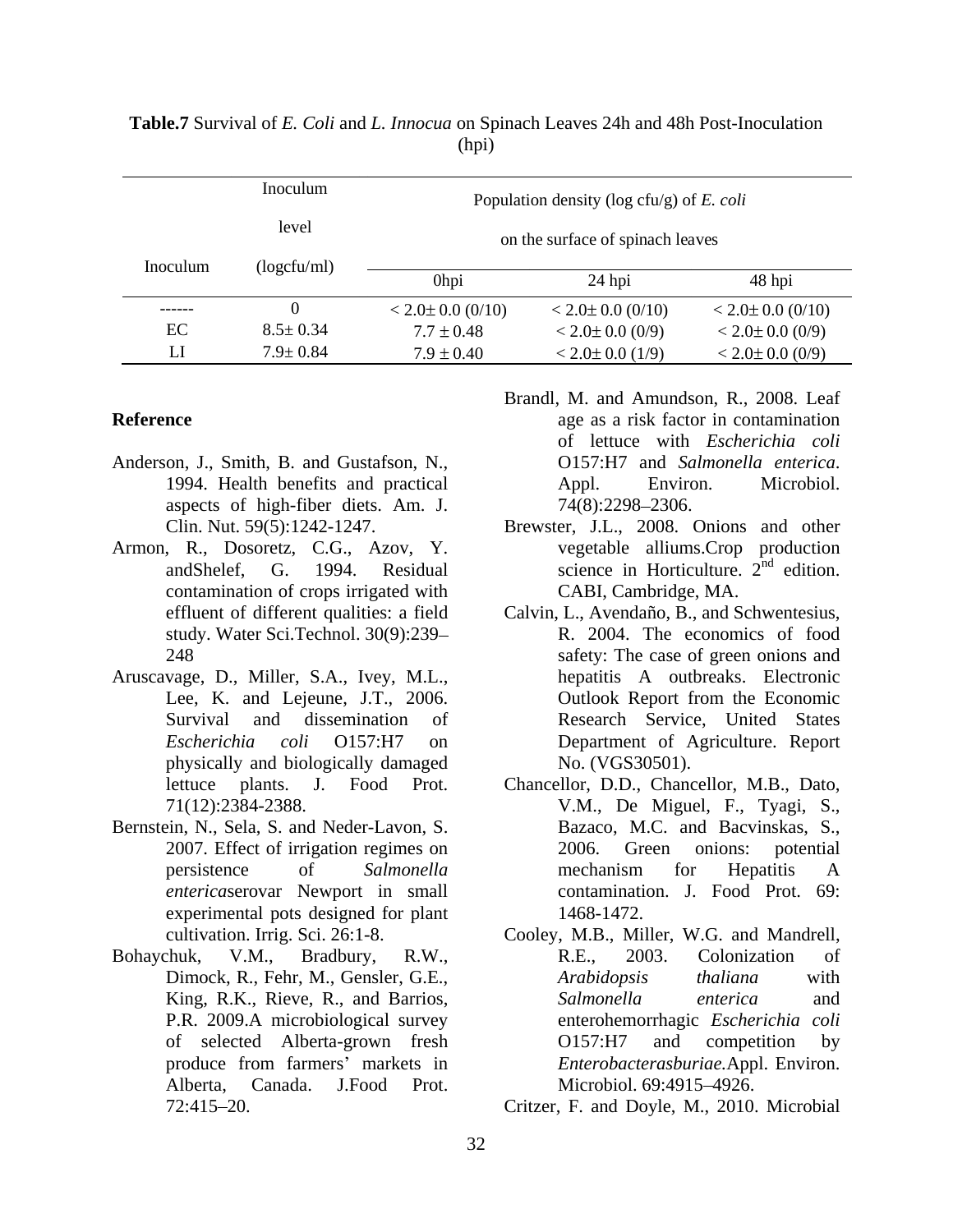**Table.7** Survival of *E. Coli* and *L. Innocua* on Spinach Leaves 24h and 48h Post-Inoculation (hpi)

| Inoculum | Inoculum level (logcfu/ml) | Population density (log cfu/g) of *E. coli* on the surface of spinach leaves | | |
|---|---|---|---|---|
| | | 0hpi | 24 hpi | 48 hpi |
| ------ | 0 | < 2.0± 0.0 (0/10) | < 2.0± 0.0 (0/10) | < 2.0± 0.0 (0/10) |
| EC | 8.5± 0.34 | 7.7 ± 0.48 | < 2.0± 0.0 (0/9) | < 2.0± 0.0 (0/9) |
| LI | 7.9± 0.84 | 7.9 ± 0.40 | < 2.0± 0.0 (1/9) | < 2.0± 0.0 (0/9) |

## Reference

Anderson, J., Smith, B. and Gustafson, N., 1994. Health benefits and practical aspects of high-fiber diets. Am. J. Clin. Nut. 59(5):1242-1247.

Armon, R., Dosoretz, C.G., Azov, Y. andShelef, G. 1994. Residual contamination of crops irrigated with effluent of different qualities: a field study. Water Sci.Technol. 30(9):239–248

Aruscavage, D., Miller, S.A., Ivey, M.L., Lee, K. and Lejeune, J.T., 2006. Survival and dissemination of *Escherichia coli* O157:H7 on physically and biologically damaged lettuce plants. J. Food Prot. 71(12):2384-2388.

Bernstein, N., Sela, S. and Neder-Lavon, S. 2007. Effect of irrigation regimes on persistence of *Salmonella enterica*serovar Newport in small experimental pots designed for plant cultivation. Irrig. Sci. 26:1-8.

Bohaychuk, V.M., Bradbury, R.W., Dimock, R., Fehr, M., Gensler, G.E., King, R.K., Rieve, R., and Barrios, P.R. 2009.A microbiological survey of selected Alberta-grown fresh produce from farmers' markets in Alberta, Canada. J.Food Prot. 72:415–20.

Brandl, M. and Amundson, R., 2008. Leaf age as a risk factor in contamination of lettuce with *Escherichia coli* O157:H7 and *Salmonella enterica*. Appl. Environ. Microbiol. 74(8):2298–2306.

Brewster, J.L., 2008. Onions and other vegetable alliums.Crop production science in Horticulture. 2nd edition. CABI, Cambridge, MA.

Calvin, L., Avendaño, B., and Schwentesius, R. 2004. The economics of food safety: The case of green onions and hepatitis A outbreaks. Electronic Outlook Report from the Economic Research Service, United States Department of Agriculture. Report No. (VGS30501).

Chancellor, D.D., Chancellor, M.B., Dato, V.M., De Miguel, F., Tyagi, S., Bazaco, M.C. and Bacvinskas, S., 2006. Green onions: potential mechanism for Hepatitis A contamination. J. Food Prot. 69: 1468-1472.

Cooley, M.B., Miller, W.G. and Mandrell, R.E., 2003. Colonization of *Arabidopsis thaliana* with *Salmonella enterica* and enterohemorrhagic *Escherichia coli* O157:H7 and competition by *Enterobacterasburiae.*Appl. Environ. Microbiol. 69:4915–4926.

Critzer, F. and Doyle, M., 2010. Microbial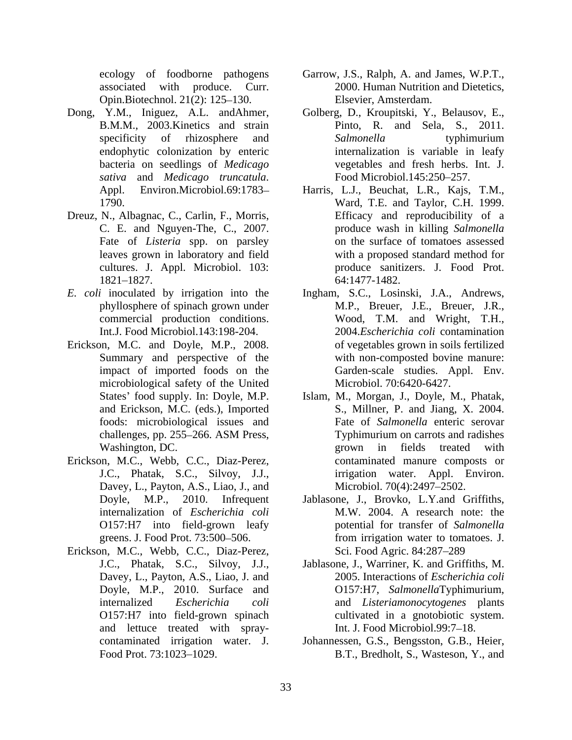ecology of foodborne pathogens associated with produce. Curr. Opin.Biotechnol. 21(2): 125–130.

Dong, Y.M., Iniguez, A.L. andAhmer, B.M.M., 2003.Kinetics and strain specificity of rhizosphere and endophytic colonization by enteric bacteria on seedlings of *Medicago sativa* and *Medicago truncatula*. Appl. Environ.Microbiol.69:1783–1790.

Dreuz, N., Albagnac, C., Carlin, F., Morris, C. E. and Nguyen-The, C., 2007. Fate of *Listeria* spp. on parsley leaves grown in laboratory and field cultures. J. Appl. Microbiol. 103: 1821–1827.

*E. coli* inoculated by irrigation into the phyllosphere of spinach grown under commercial production conditions. Int.J. Food Microbiol.143:198-204.

Erickson, M.C. and Doyle, M.P., 2008. Summary and perspective of the impact of imported foods on the microbiological safety of the United States' food supply. In: Doyle, M.P. and Erickson, M.C. (eds.), Imported foods: microbiological issues and challenges, pp. 255–266. ASM Press, Washington, DC.

Erickson, M.C., Webb, C.C., Diaz-Perez, J.C., Phatak, S.C., Silvoy, J.J., Davey, L., Payton, A.S., Liao, J., and Doyle, M.P., 2010. Infrequent internalization of *Escherichia coli* O157:H7 into field-grown leafy greens. J. Food Prot. 73:500–506.

Erickson, M.C., Webb, C.C., Diaz-Perez, J.C., Phatak, S.C., Silvoy, J.J., Davey, L., Payton, A.S., Liao, J. and Doyle, M.P., 2010. Surface and internalized *Escherichia coli* O157:H7 into field-grown spinach and lettuce treated with spray-contaminated irrigation water. J. Food Prot. 73:1023–1029.

Garrow, J.S., Ralph, A. and James, W.P.T., 2000. Human Nutrition and Dietetics, Elsevier, Amsterdam.

Golberg, D., Kroupitski, Y., Belausov, E., Pinto, R. and Sela, S., 2011. *Salmonella* typhimurium internalization is variable in leafy vegetables and fresh herbs. Int. J. Food Microbiol.145:250–257.

Harris, L.J., Beuchat, L.R., Kajs, T.M., Ward, T.E. and Taylor, C.H. 1999. Efficacy and reproducibility of a produce wash in killing *Salmonella* on the surface of tomatoes assessed with a proposed standard method for produce sanitizers. J. Food Prot. 64:1477-1482.

Ingham, S.C., Losinski, J.A., Andrews, M.P., Breuer, J.E., Breuer, J.R., Wood, T.M. and Wright, T.H., 2004.*Escherichia coli* contamination of vegetables grown in soils fertilized with non-composted bovine manure: Garden-scale studies. Appl. Env. Microbiol. 70:6420-6427.

Islam, M., Morgan, J., Doyle, M., Phatak, S., Millner, P. and Jiang, X. 2004. Fate of *Salmonella* enteric serovar Typhimurium on carrots and radishes grown in fields treated with contaminated manure composts or irrigation water. Appl. Environ. Microbiol. 70(4):2497–2502.

Jablasone, J., Brovko, L.Y.and Griffiths, M.W. 2004. A research note: the potential for transfer of *Salmonella* from irrigation water to tomatoes. J. Sci. Food Agric. 84:287–289

Jablasone, J., Warriner, K. and Griffiths, M. 2005. Interactions of *Escherichia coli* O157:H7, *Salmonella*Typhimurium, and *Listeriamonocytogenes* plants cultivated in a gnotobiotic system. Int. J. Food Microbiol.99:7–18.

Johannessen, G.S., Bengsston, G.B., Heier, B.T., Bredholt, S., Wasteson, Y., and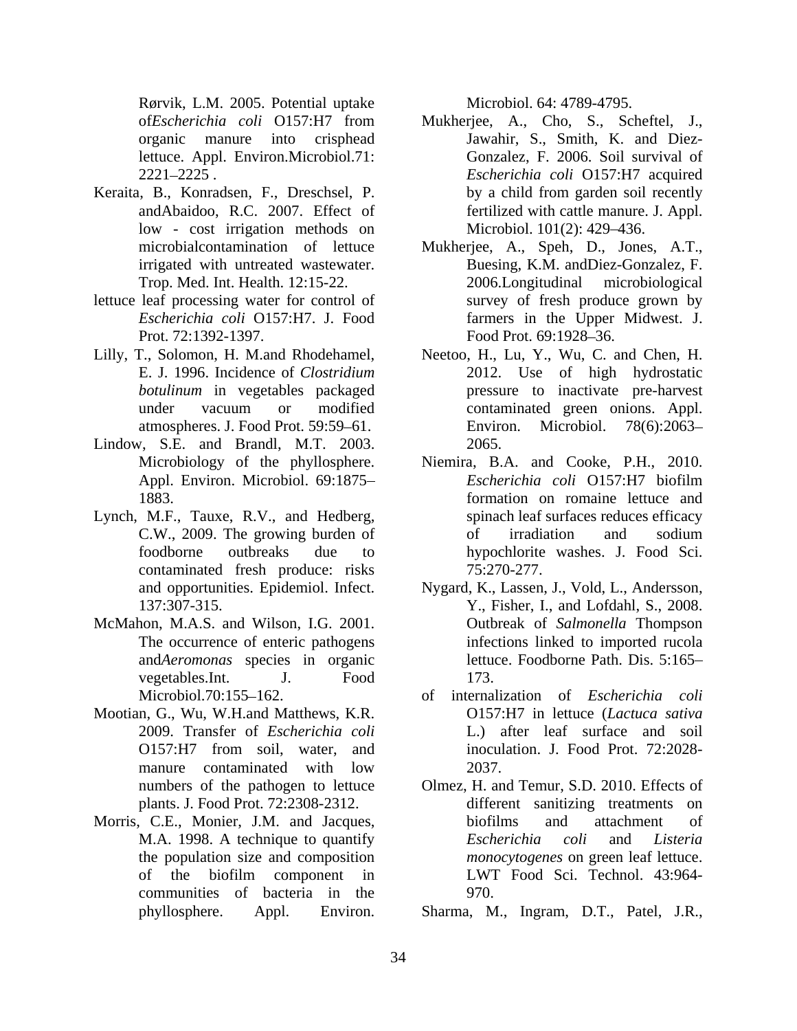Rørvik, L.M. 2005. Potential uptake of*Escherichia coli* O157:H7 from organic manure into crisphead lettuce. Appl. Environ.Microbiol.71: 2221–2225 .

Keraita, B., Konradsen, F., Dreschsel, P. andAbaidoo, R.C. 2007. Effect of low - cost irrigation methods on microbialcontamination of lettuce irrigated with untreated wastewater. Trop. Med. Int. Health. 12:15-22.

lettuce leaf processing water for control of *Escherichia coli* O157:H7. J. Food Prot. 72:1392-1397.

Lilly, T., Solomon, H. M.and Rhodehamel, E. J. 1996. Incidence of *Clostridium botulinum* in vegetables packaged under vacuum or modified atmospheres. J. Food Prot. 59:59–61.

Lindow, S.E. and Brandl, M.T. 2003. Microbiology of the phyllosphere. Appl. Environ. Microbiol. 69:1875–1883.

Lynch, M.F., Tauxe, R.V., and Hedberg, C.W., 2009. The growing burden of foodborne outbreaks due to contaminated fresh produce: risks and opportunities. Epidemiol. Infect. 137:307-315.

McMahon, M.A.S. and Wilson, I.G. 2001. The occurrence of enteric pathogens and*Aeromonas* species in organic vegetables.Int. J. Food Microbiol.70:155–162.

Mootian, G., Wu, W.H.and Matthews, K.R. 2009. Transfer of *Escherichia coli* O157:H7 from soil, water, and manure contaminated with low numbers of the pathogen to lettuce plants. J. Food Prot. 72:2308-2312.

Morris, C.E., Monier, J.M. and Jacques, M.A. 1998. A technique to quantify the population size and composition of the biofilm component in communities of bacteria in the phyllosphere. Appl. Environ. Microbiol. 64: 4789-4795.

Mukherjee, A., Cho, S., Scheftel, J., Jawahir, S., Smith, K. and Diez-Gonzalez, F. 2006. Soil survival of *Escherichia coli* O157:H7 acquired by a child from garden soil recently fertilized with cattle manure. J. Appl. Microbiol. 101(2): 429–436.

Mukherjee, A., Speh, D., Jones, A.T., Buesing, K.M. andDiez-Gonzalez, F. 2006.Longitudinal microbiological survey of fresh produce grown by farmers in the Upper Midwest. J. Food Prot. 69:1928–36.

Neetoo, H., Lu, Y., Wu, C. and Chen, H. 2012. Use of high hydrostatic pressure to inactivate pre-harvest contaminated green onions. Appl. Environ. Microbiol. 78(6):2063–2065.

Niemira, B.A. and Cooke, P.H., 2010. *Escherichia coli* O157:H7 biofilm formation on romaine lettuce and spinach leaf surfaces reduces efficacy of irradiation and sodium hypochlorite washes. J. Food Sci. 75:270-277.

Nygard, K., Lassen, J., Vold, L., Andersson, Y., Fisher, I., and Lofdahl, S., 2008. Outbreak of *Salmonella* Thompson infections linked to imported rucola lettuce. Foodborne Path. Dis. 5:165–173.

of internalization of *Escherichia coli* O157:H7 in lettuce (*Lactuca sativa* L.) after leaf surface and soil inoculation. J. Food Prot. 72:2028-2037.

Olmez, H. and Temur, S.D. 2010. Effects of different sanitizing treatments on biofilms and attachment of *Escherichia coli* and *Listeria monocytogenes* on green leaf lettuce. LWT Food Sci. Technol. 43:964-970.

Sharma, M., Ingram, D.T., Patel, J.R.,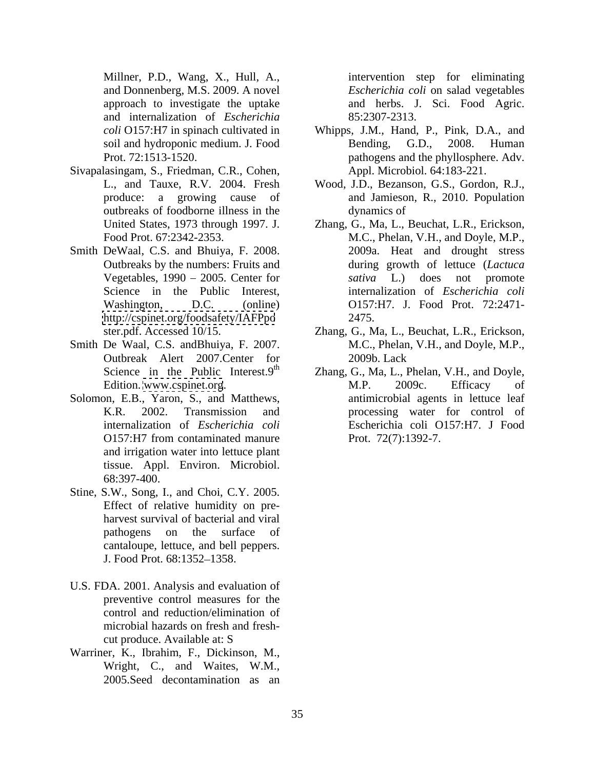Millner, P.D., Wang, X., Hull, A., and Donnenberg, M.S. 2009. A novel approach to investigate the uptake and internalization of *Escherichia coli* O157:H7 in spinach cultivated in soil and hydroponic medium. J. Food Prot. 72:1513-1520.

Sivapalasingam, S., Friedman, C.R., Cohen, L., and Tauxe, R.V. 2004. Fresh produce: a growing cause of outbreaks of foodborne illness in the United States, 1973 through 1997. J. Food Prot. 67:2342-2353.

Smith DeWaal, C.S. and Bhuiya, F. 2008. Outbreaks by the numbers: Fruits and Vegetables, 1990 – 2005. Center for Science in the Public Interest, Washington, D.C. (online) http://cspinet.org/foodsafety/IAFPposter.pdf. Accessed 10/15.

Smith De Waal, C.S. andBhuiya, F. 2007. Outbreak Alert 2007.Center for Science in the Public Interest.9th Edition. www.cspinet.org.

Solomon, E.B., Yaron, S., and Matthews, K.R. 2002. Transmission and internalization of *Escherichia coli* O157:H7 from contaminated manure and irrigation water into lettuce plant tissue. Appl. Environ. Microbiol. 68:397-400.

Stine, S.W., Song, I., and Choi, C.Y. 2005. Effect of relative humidity on pre-harvest survival of bacterial and viral pathogens on the surface of cantaloupe, lettuce, and bell peppers. J. Food Prot. 68:1352–1358.

U.S. FDA. 2001. Analysis and evaluation of preventive control measures for the control and reduction/elimination of microbial hazards on fresh and fresh-cut produce. Available at: S

Warriner, K., Ibrahim, F., Dickinson, M., Wright, C., and Waites, W.M., 2005.Seed decontamination as an intervention step for eliminating *Escherichia coli* on salad vegetables and herbs. J. Sci. Food Agric. 85:2307-2313.

Whipps, J.M., Hand, P., Pink, D.A., and Bending, G.D., 2008. Human pathogens and the phyllosphere. Adv. Appl. Microbiol. 64:183-221.

Wood, J.D., Bezanson, G.S., Gordon, R.J., and Jamieson, R., 2010. Population dynamics of

Zhang, G., Ma, L., Beuchat, L.R., Erickson, M.C., Phelan, V.H., and Doyle, M.P., 2009a. Heat and drought stress during growth of lettuce (*Lactuca sativa* L.) does not promote internalization of *Escherichia coli* O157:H7. J. Food Prot. 72:2471-2475.

Zhang, G., Ma, L., Beuchat, L.R., Erickson, M.C., Phelan, V.H., and Doyle, M.P., 2009b. Lack

Zhang, G., Ma, L., Phelan, V.H., and Doyle, M.P. 2009c. Efficacy of antimicrobial agents in lettuce leaf processing water for control of Escherichia coli O157:H7. J Food Prot. 72(7):1392-7.